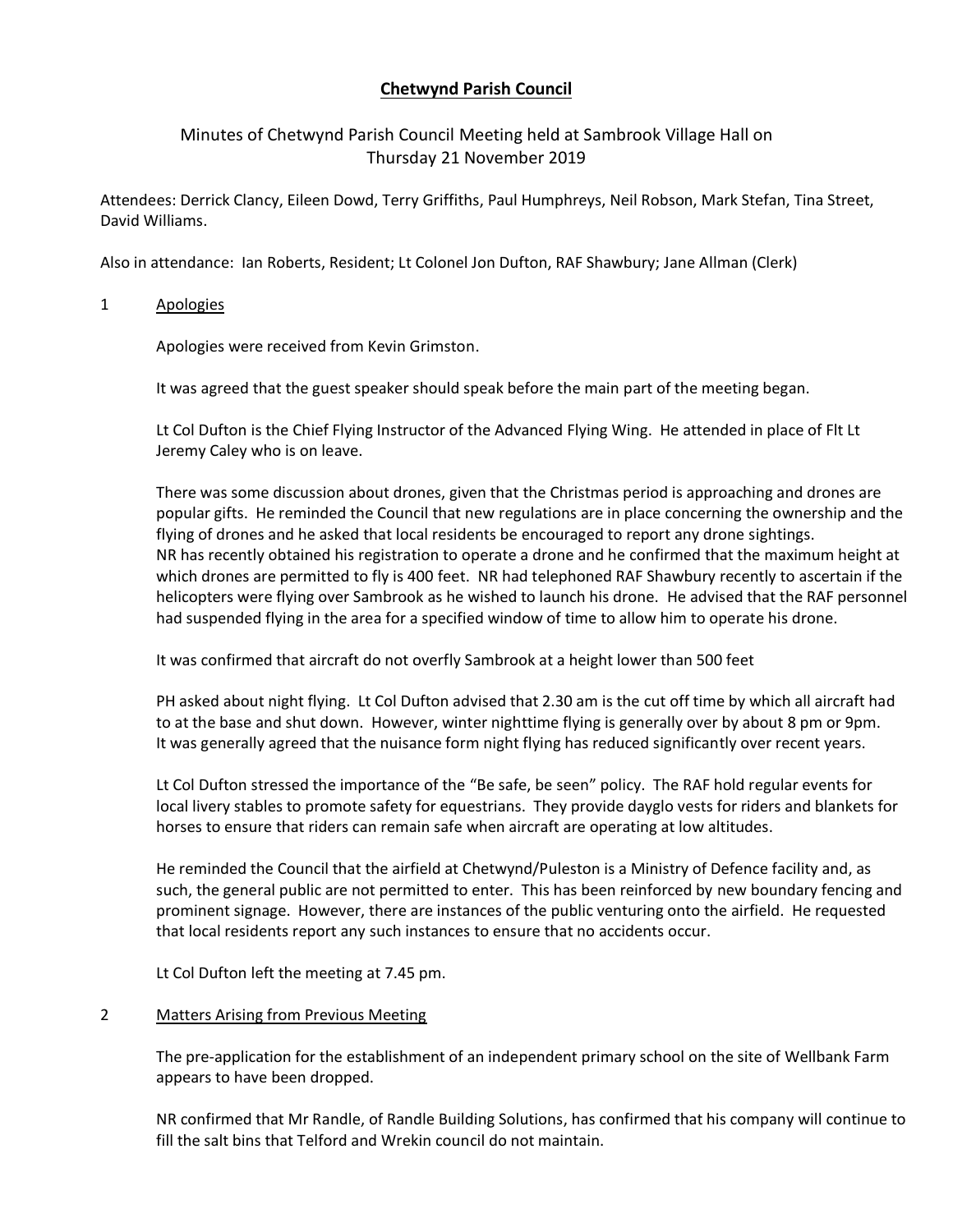# Chetwynd Parish Council

Minutes of Chetwynd Parish Council Meeting held at Sambrook Village Hall on Thursday 21 November 2019

Attendees: Derrick Clancy, Eileen Dowd, Terry Griffiths, Paul Humphreys, Neil Robson, Mark Stefan, Tina Street, David Williams.

Also in attendance: Ian Roberts, Resident; Lt Colonel Jon Dufton, RAF Shawbury; Jane Allman (Clerk)

## 1 Apologies

Apologies were received from Kevin Grimston.

It was agreed that the guest speaker should speak before the main part of the meeting began.

Lt Col Dufton is the Chief Flying Instructor of the Advanced Flying Wing. He attended in place of Flt Lt Jeremy Caley who is on leave.

There was some discussion about drones, given that the Christmas period is approaching and drones are popular gifts. He reminded the Council that new regulations are in place concerning the ownership and the flying of drones and he asked that local residents be encouraged to report any drone sightings.
NR has recently obtained his registration to operate a drone and he confirmed that the maximum height at which drones are permitted to fly is 400 feet. NR had telephoned RAF Shawbury recently to ascertain if the helicopters were flying over Sambrook as he wished to launch his drone. He advised that the RAF personnel had suspended flying in the area for a specified window of time to allow him to operate his drone.

It was confirmed that aircraft do not overfly Sambrook at a height lower than 500 feet

PH asked about night flying. Lt Col Dufton advised that 2.30 am is the cut off time by which all aircraft had to at the base and shut down. However, winter nighttime flying is generally over by about 8 pm or 9pm. It was generally agreed that the nuisance form night flying has reduced significantly over recent years.

Lt Col Dufton stressed the importance of the "Be safe, be seen" policy. The RAF hold regular events for local livery stables to promote safety for equestrians. They provide dayglo vests for riders and blankets for horses to ensure that riders can remain safe when aircraft are operating at low altitudes.

He reminded the Council that the airfield at Chetwynd/Puleston is a Ministry of Defence facility and, as such, the general public are not permitted to enter. This has been reinforced by new boundary fencing and prominent signage. However, there are instances of the public venturing onto the airfield. He requested that local residents report any such instances to ensure that no accidents occur.

Lt Col Dufton left the meeting at 7.45 pm.

## 2 Matters Arising from Previous Meeting

The pre-application for the establishment of an independent primary school on the site of Wellbank Farm appears to have been dropped.

NR confirmed that Mr Randle, of Randle Building Solutions, has confirmed that his company will continue to fill the salt bins that Telford and Wrekin council do not maintain.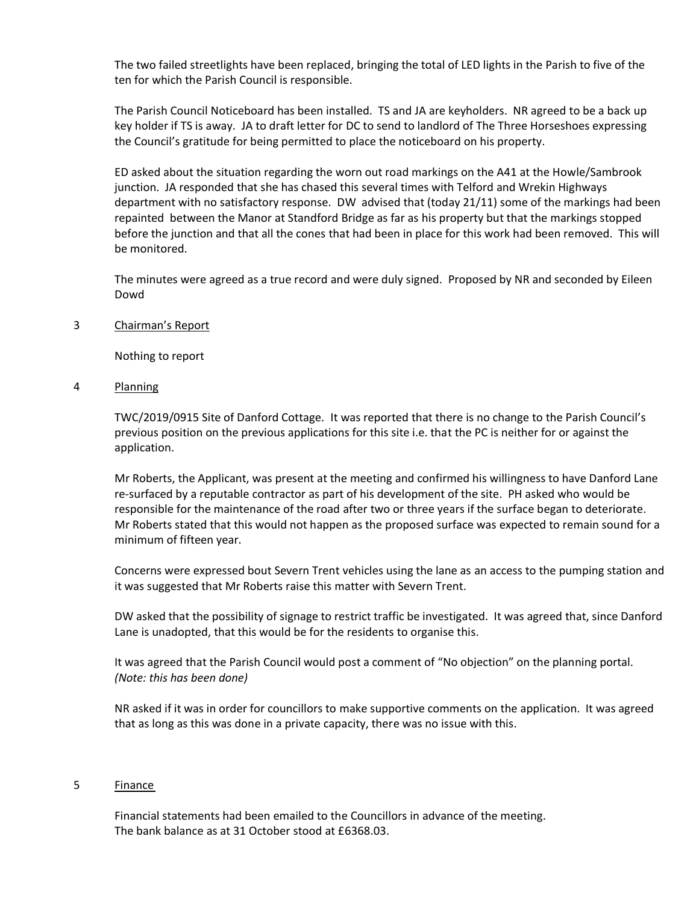The two failed streetlights have been replaced, bringing the total of LED lights in the Parish to five of the ten for which the Parish Council is responsible.

The Parish Council Noticeboard has been installed. TS and JA are keyholders. NR agreed to be a back up key holder if TS is away. JA to draft letter for DC to send to landlord of The Three Horseshoes expressing the Council's gratitude for being permitted to place the noticeboard on his property.

ED asked about the situation regarding the worn out road markings on the A41 at the Howle/Sambrook junction. JA responded that she has chased this several times with Telford and Wrekin Highways department with no satisfactory response. DW advised that (today 21/11) some of the markings had been repainted between the Manor at Standford Bridge as far as his property but that the markings stopped before the junction and that all the cones that had been in place for this work had been removed. This will be monitored.

The minutes were agreed as a true record and were duly signed. Proposed by NR and seconded by Eileen Dowd

3 Chairman's Report

Nothing to report

4 Planning

TWC/2019/0915 Site of Danford Cottage. It was reported that there is no change to the Parish Council's previous position on the previous applications for this site i.e. that the PC is neither for or against the application.

Mr Roberts, the Applicant, was present at the meeting and confirmed his willingness to have Danford Lane re-surfaced by a reputable contractor as part of his development of the site. PH asked who would be responsible for the maintenance of the road after two or three years if the surface began to deteriorate. Mr Roberts stated that this would not happen as the proposed surface was expected to remain sound for a minimum of fifteen year.

Concerns were expressed bout Severn Trent vehicles using the lane as an access to the pumping station and it was suggested that Mr Roberts raise this matter with Severn Trent.

DW asked that the possibility of signage to restrict traffic be investigated. It was agreed that, since Danford Lane is unadopted, that this would be for the residents to organise this.

It was agreed that the Parish Council would post a comment of "No objection" on the planning portal. *(Note: this has been done)*

NR asked if it was in order for councillors to make supportive comments on the application. It was agreed that as long as this was done in a private capacity, there was no issue with this.

5 Finance

Financial statements had been emailed to the Councillors in advance of the meeting.
The bank balance as at 31 October stood at £6368.03.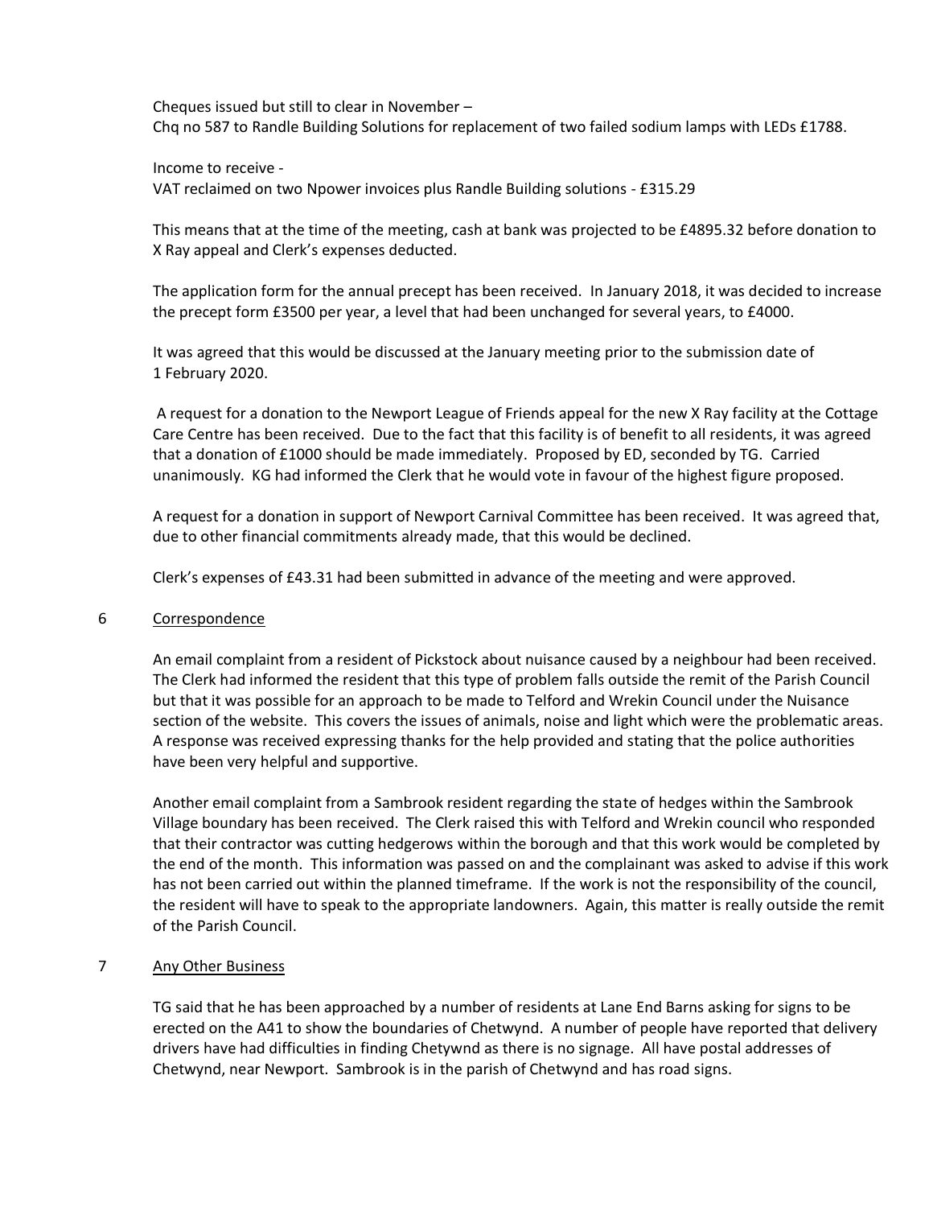Cheques issued but still to clear in November –
Chq no 587 to Randle Building Solutions for replacement of two failed sodium lamps with LEDs £1788.

Income to receive -
VAT reclaimed on two Npower invoices plus Randle Building solutions - £315.29

This means that at the time of the meeting, cash at bank was projected to be £4895.32 before donation to X Ray appeal and Clerk's expenses deducted.

The application form for the annual precept has been received. In January 2018, it was decided to increase the precept form £3500 per year, a level that had been unchanged for several years, to £4000.

It was agreed that this would be discussed at the January meeting prior to the submission date of 1 February 2020.

A request for a donation to the Newport League of Friends appeal for the new X Ray facility at the Cottage Care Centre has been received. Due to the fact that this facility is of benefit to all residents, it was agreed that a donation of £1000 should be made immediately. Proposed by ED, seconded by TG. Carried unanimously. KG had informed the Clerk that he would vote in favour of the highest figure proposed.

A request for a donation in support of Newport Carnival Committee has been received. It was agreed that, due to other financial commitments already made, that this would be declined.

Clerk's expenses of £43.31 had been submitted in advance of the meeting and were approved.

## 6 Correspondence

An email complaint from a resident of Pickstock about nuisance caused by a neighbour had been received. The Clerk had informed the resident that this type of problem falls outside the remit of the Parish Council but that it was possible for an approach to be made to Telford and Wrekin Council under the Nuisance section of the website. This covers the issues of animals, noise and light which were the problematic areas. A response was received expressing thanks for the help provided and stating that the police authorities have been very helpful and supportive.

Another email complaint from a Sambrook resident regarding the state of hedges within the Sambrook Village boundary has been received. The Clerk raised this with Telford and Wrekin council who responded that their contractor was cutting hedgerows within the borough and that this work would be completed by the end of the month. This information was passed on and the complainant was asked to advise if this work has not been carried out within the planned timeframe. If the work is not the responsibility of the council, the resident will have to speak to the appropriate landowners. Again, this matter is really outside the remit of the Parish Council.

## 7 Any Other Business

TG said that he has been approached by a number of residents at Lane End Barns asking for signs to be erected on the A41 to show the boundaries of Chetwynd. A number of people have reported that delivery drivers have had difficulties in finding Chetywnd as there is no signage. All have postal addresses of Chetwynd, near Newport. Sambrook is in the parish of Chetwynd and has road signs.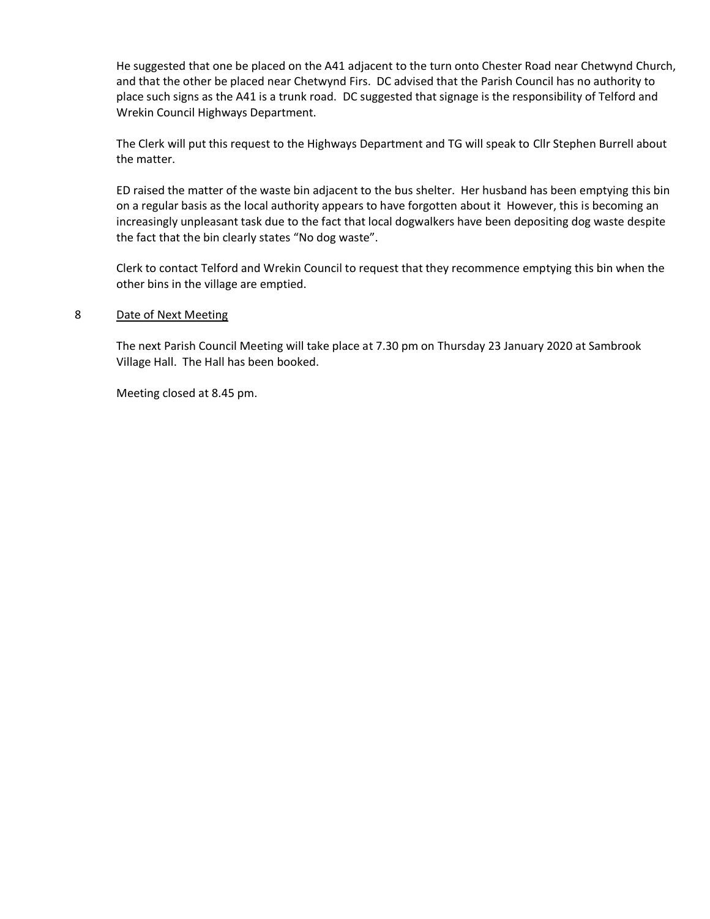He suggested that one be placed on the A41 adjacent to the turn onto Chester Road near Chetwynd Church, and that the other be placed near Chetwynd Firs. DC advised that the Parish Council has no authority to place such signs as the A41 is a trunk road. DC suggested that signage is the responsibility of Telford and Wrekin Council Highways Department.

The Clerk will put this request to the Highways Department and TG will speak to Cllr Stephen Burrell about the matter.

ED raised the matter of the waste bin adjacent to the bus shelter. Her husband has been emptying this bin on a regular basis as the local authority appears to have forgotten about it However, this is becoming an increasingly unpleasant task due to the fact that local dogwalkers have been depositing dog waste despite the fact that the bin clearly states "No dog waste".

Clerk to contact Telford and Wrekin Council to request that they recommence emptying this bin when the other bins in the village are emptied.

8 Date of Next Meeting

The next Parish Council Meeting will take place at 7.30 pm on Thursday 23 January 2020 at Sambrook Village Hall. The Hall has been booked.

Meeting closed at 8.45 pm.